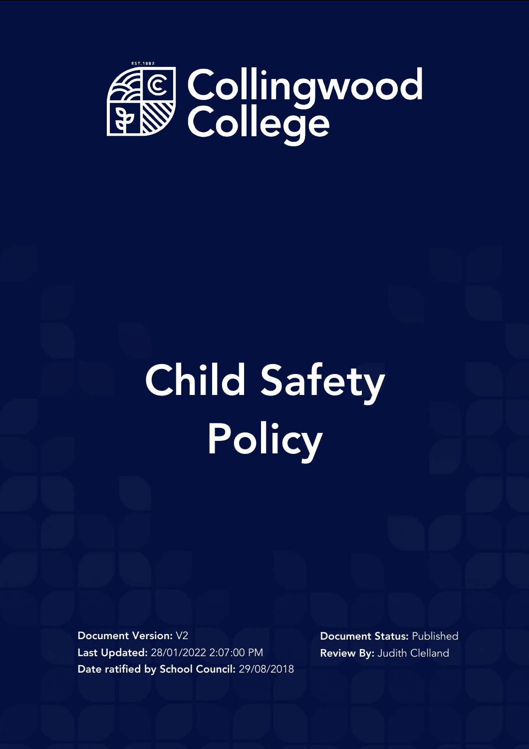EST. 1882

Collingwood College

# Child Safety Policy

**Document Version:** V2
**Last Updated:** 28/01/2022 2:07:00 PM
**Date ratified by School Council:** 29/08/2018

**Document Status:** Published
**Review By:** Judith Clelland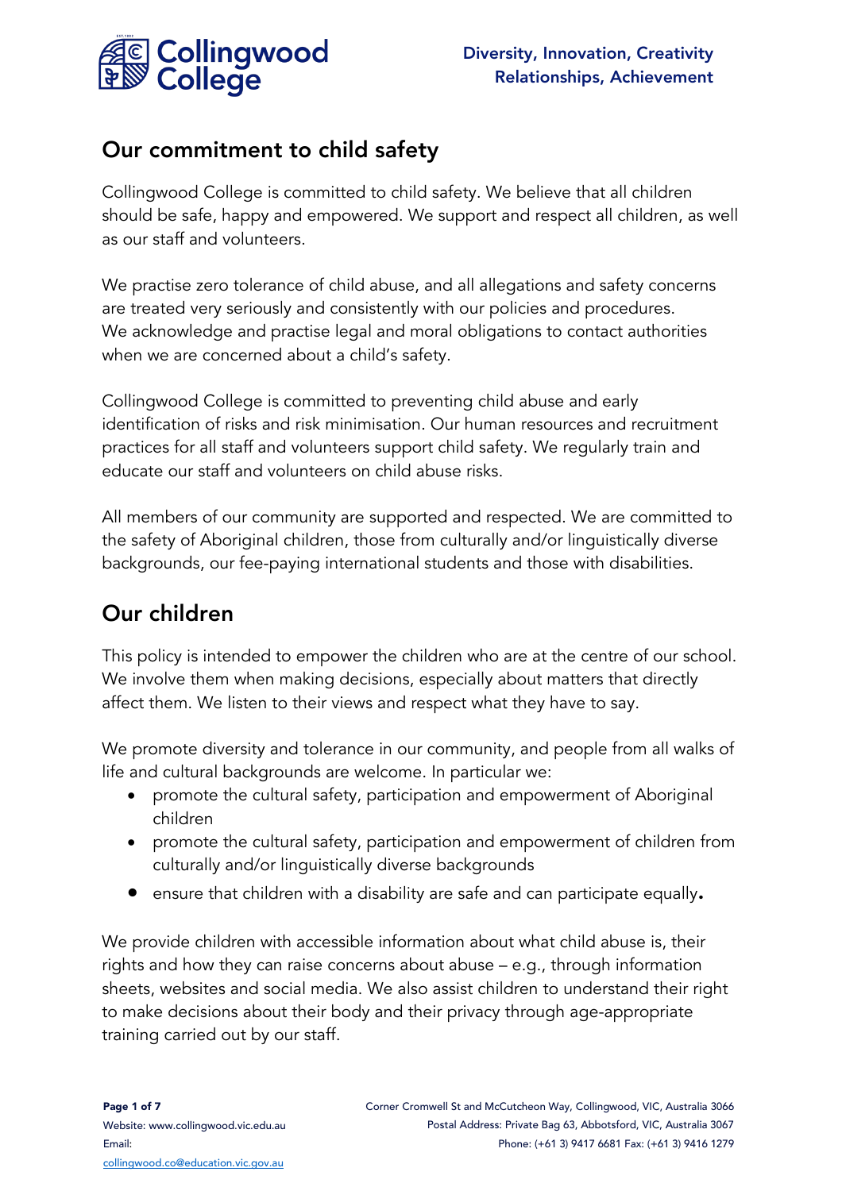## Our commitment to child safety

Collingwood College is committed to child safety. We believe that all children should be safe, happy and empowered. We support and respect all children, as well as our staff and volunteers.

We practise zero tolerance of child abuse, and all allegations and safety concerns are treated very seriously and consistently with our policies and procedures. We acknowledge and practise legal and moral obligations to contact authorities when we are concerned about a child's safety.

Collingwood College is committed to preventing child abuse and early identification of risks and risk minimisation. Our human resources and recruitment practices for all staff and volunteers support child safety. We regularly train and educate our staff and volunteers on child abuse risks.

All members of our community are supported and respected. We are committed to the safety of Aboriginal children, those from culturally and/or linguistically diverse backgrounds, our fee-paying international students and those with disabilities.

## Our children

This policy is intended to empower the children who are at the centre of our school. We involve them when making decisions, especially about matters that directly affect them. We listen to their views and respect what they have to say.

We promote diversity and tolerance in our community, and people from all walks of life and cultural backgrounds are welcome. In particular we:

- promote the cultural safety, participation and empowerment of Aboriginal children
- promote the cultural safety, participation and empowerment of children from culturally and/or linguistically diverse backgrounds
- ensure that children with a disability are safe and can participate equally.

We provide children with accessible information about what child abuse is, their rights and how they can raise concerns about abuse – e.g., through information sheets, websites and social media. We also assist children to understand their right to make decisions about their body and their privacy through age-appropriate training carried out by our staff.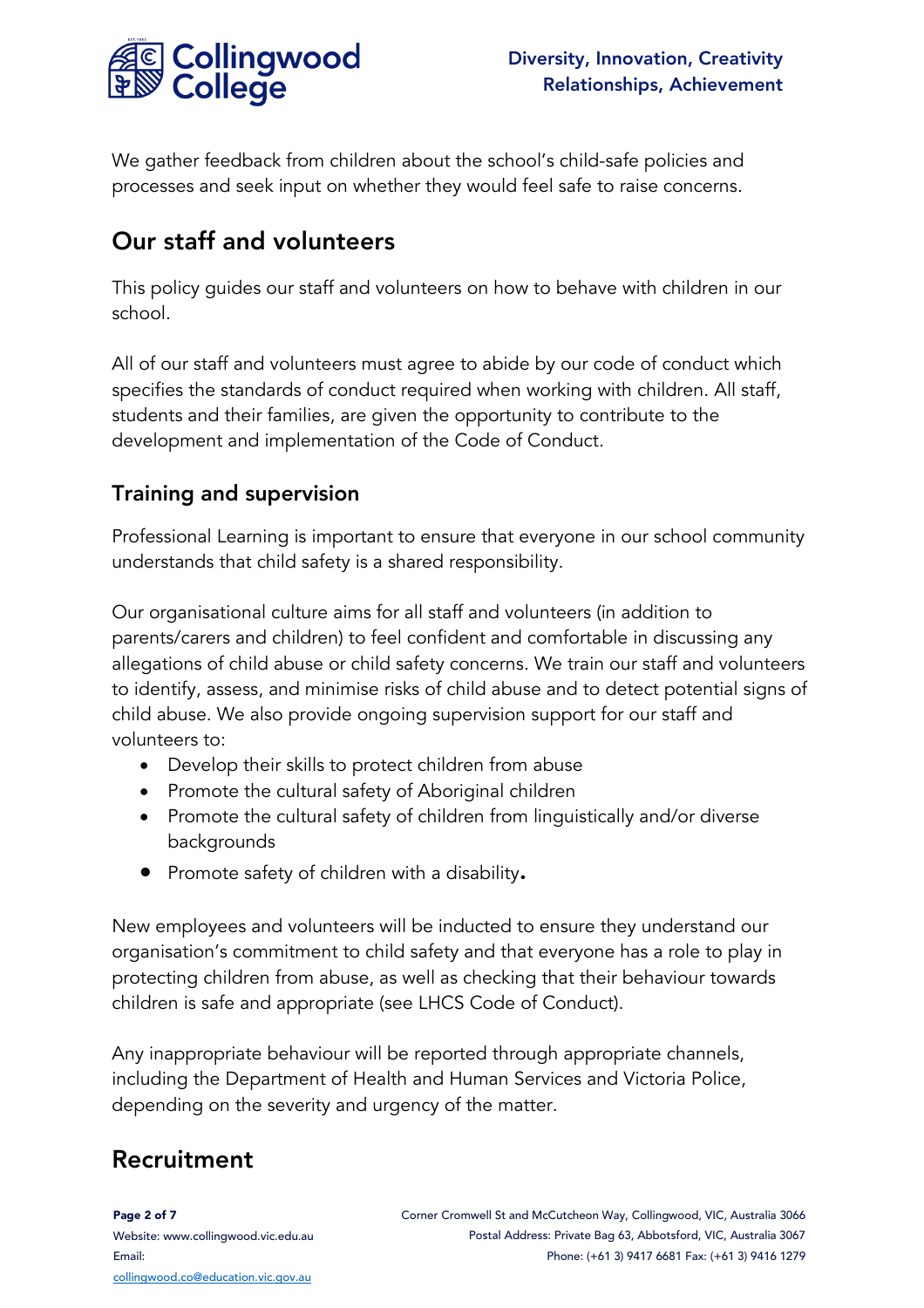We gather feedback from children about the school's child-safe policies and processes and seek input on whether they would feel safe to raise concerns.

## Our staff and volunteers

This policy guides our staff and volunteers on how to behave with children in our school.

All of our staff and volunteers must agree to abide by our code of conduct which specifies the standards of conduct required when working with children. All staff, students and their families, are given the opportunity to contribute to the development and implementation of the Code of Conduct.

### Training and supervision

Professional Learning is important to ensure that everyone in our school community understands that child safety is a shared responsibility.

Our organisational culture aims for all staff and volunteers (in addition to parents/carers and children) to feel confident and comfortable in discussing any allegations of child abuse or child safety concerns. We train our staff and volunteers to identify, assess, and minimise risks of child abuse and to detect potential signs of child abuse. We also provide ongoing supervision support for our staff and volunteers to:

- Develop their skills to protect children from abuse
- Promote the cultural safety of Aboriginal children
- Promote the cultural safety of children from linguistically and/or diverse backgrounds
- Promote safety of children with a disability.

New employees and volunteers will be inducted to ensure they understand our organisation's commitment to child safety and that everyone has a role to play in protecting children from abuse, as well as checking that their behaviour towards children is safe and appropriate (see LHCS Code of Conduct).

Any inappropriate behaviour will be reported through appropriate channels, including the Department of Health and Human Services and Victoria Police, depending on the severity and urgency of the matter.

## Recruitment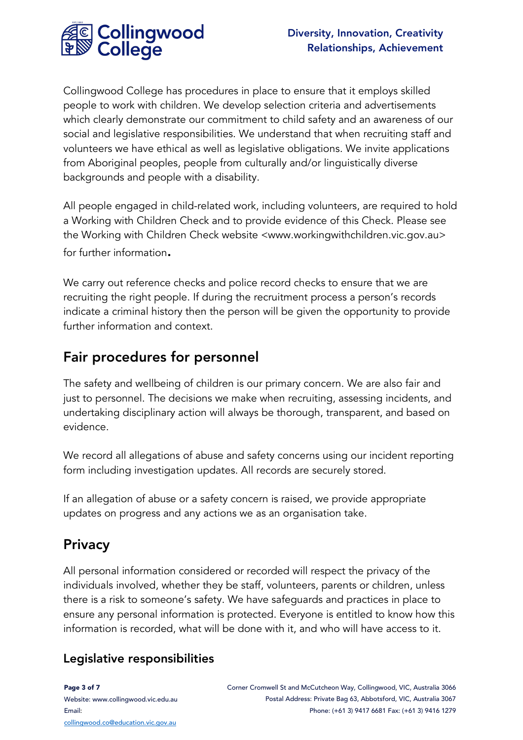Collingwood College has procedures in place to ensure that it employs skilled people to work with children. We develop selection criteria and advertisements which clearly demonstrate our commitment to child safety and an awareness of our social and legislative responsibilities. We understand that when recruiting staff and volunteers we have ethical as well as legislative obligations. We invite applications from Aboriginal peoples, people from culturally and/or linguistically diverse backgrounds and people with a disability.

All people engaged in child-related work, including volunteers, are required to hold a Working with Children Check and to provide evidence of this Check. Please see the Working with Children Check website <www.workingwithchildren.vic.gov.au> for further information.

We carry out reference checks and police record checks to ensure that we are recruiting the right people. If during the recruitment process a person's records indicate a criminal history then the person will be given the opportunity to provide further information and context.

## Fair procedures for personnel

The safety and wellbeing of children is our primary concern. We are also fair and just to personnel. The decisions we make when recruiting, assessing incidents, and undertaking disciplinary action will always be thorough, transparent, and based on evidence.

We record all allegations of abuse and safety concerns using our incident reporting form including investigation updates. All records are securely stored.

If an allegation of abuse or a safety concern is raised, we provide appropriate updates on progress and any actions we as an organisation take.

## Privacy

All personal information considered or recorded will respect the privacy of the individuals involved, whether they be staff, volunteers, parents or children, unless there is a risk to someone's safety. We have safeguards and practices in place to ensure any personal information is protected. Everyone is entitled to know how this information is recorded, what will be done with it, and who will have access to it.

### Legislative responsibilities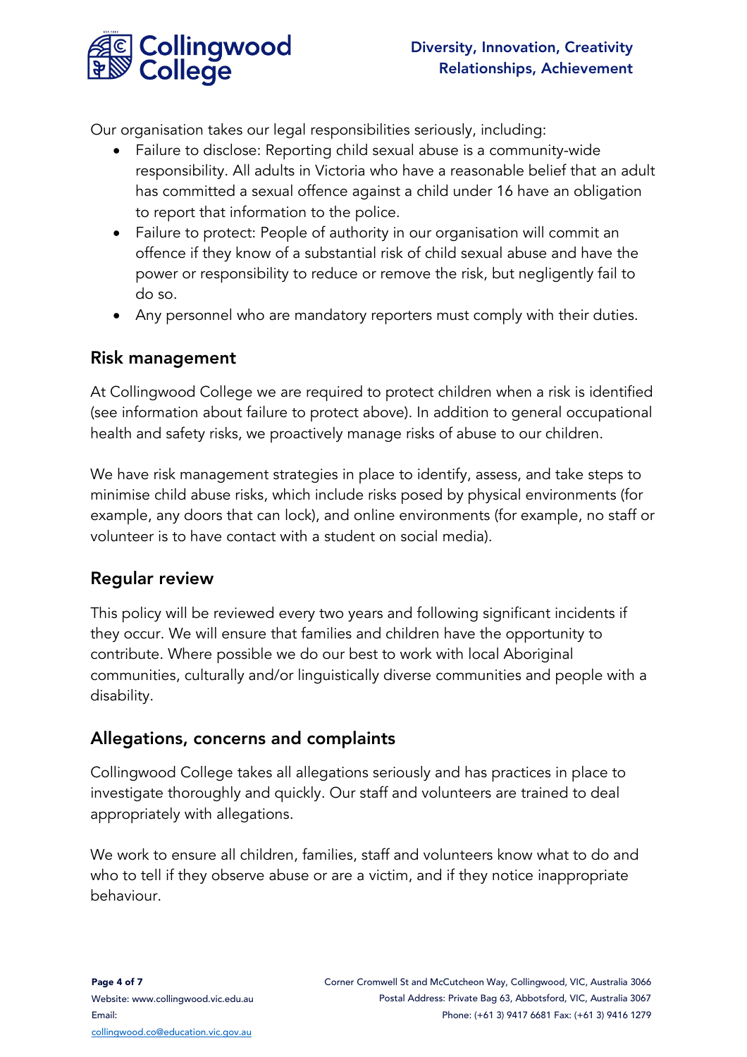Our organisation takes our legal responsibilities seriously, including:

- Failure to disclose: Reporting child sexual abuse is a community-wide responsibility. All adults in Victoria who have a reasonable belief that an adult has committed a sexual offence against a child under 16 have an obligation to report that information to the police.
- Failure to protect: People of authority in our organisation will commit an offence if they know of a substantial risk of child sexual abuse and have the power or responsibility to reduce or remove the risk, but negligently fail to do so.
- Any personnel who are mandatory reporters must comply with their duties.

## Risk management

At Collingwood College we are required to protect children when a risk is identified (see information about failure to protect above). In addition to general occupational health and safety risks, we proactively manage risks of abuse to our children.

We have risk management strategies in place to identify, assess, and take steps to minimise child abuse risks, which include risks posed by physical environments (for example, any doors that can lock), and online environments (for example, no staff or volunteer is to have contact with a student on social media).

## Regular review

This policy will be reviewed every two years and following significant incidents if they occur. We will ensure that families and children have the opportunity to contribute. Where possible we do our best to work with local Aboriginal communities, culturally and/or linguistically diverse communities and people with a disability.

## Allegations, concerns and complaints

Collingwood College takes all allegations seriously and has practices in place to investigate thoroughly and quickly. Our staff and volunteers are trained to deal appropriately with allegations.

We work to ensure all children, families, staff and volunteers know what to do and who to tell if they observe abuse or are a victim, and if they notice inappropriate behaviour.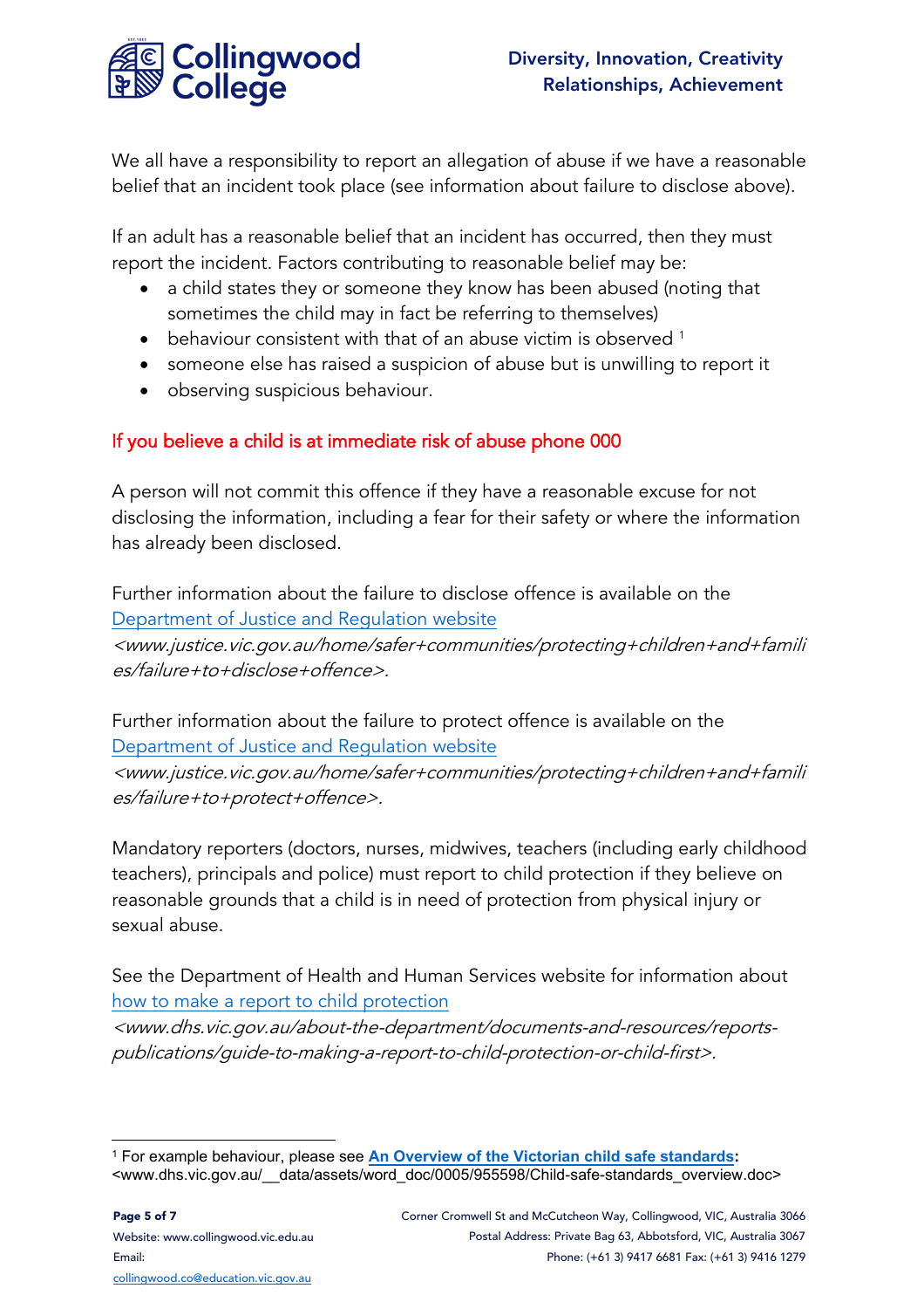We all have a responsibility to report an allegation of abuse if we have a reasonable belief that an incident took place (see information about failure to disclose above).

If an adult has a reasonable belief that an incident has occurred, then they must report the incident. Factors contributing to reasonable belief may be:

- a child states they or someone they know has been abused (noting that sometimes the child may in fact be referring to themselves)
- behaviour consistent with that of an abuse victim is observed [1]
- someone else has raised a suspicion of abuse but is unwilling to report it
- observing suspicious behaviour.

If you believe a child is at immediate risk of abuse phone 000

A person will not commit this offence if they have a reasonable excuse for not disclosing the information, including a fear for their safety or where the information has already been disclosed.

Further information about the failure to disclose offence is available on the Department of Justice and Regulation website *<www.justice.vic.gov.au/home/safer+communities/protecting+children+and+families/failure+to+disclose+offence>.*

Further information about the failure to protect offence is available on the Department of Justice and Regulation website *<www.justice.vic.gov.au/home/safer+communities/protecting+children+and+families/failure+to+protect+offence>.*

Mandatory reporters (doctors, nurses, midwives, teachers (including early childhood teachers), principals and police) must report to child protection if they believe on reasonable grounds that a child is in need of protection from physical injury or sexual abuse.

See the Department of Health and Human Services website for information about how to make a report to child protection *<www.dhs.vic.gov.au/about-the-department/documents-and-resources/reports-publications/guide-to-making-a-report-to-child-protection-or-child-first>.*

[1] For example behaviour, please see **An Overview of the Victorian child safe standards:** <www.dhs.vic.gov.au/__data/assets/word_doc/0005/955598/Child-safe-standards_overview.doc>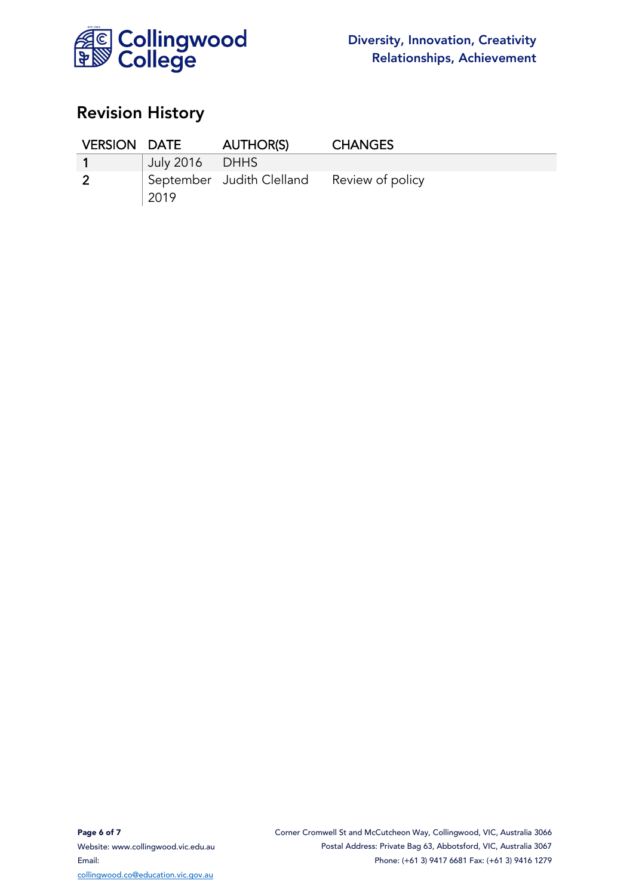## Revision History

| VERSION | DATE | AUTHOR(S) | CHANGES |
|---|---|---|---|
| 1 | July 2016 | DHHS | |
| 2 | September 2019 | Judith Clelland | Review of policy |